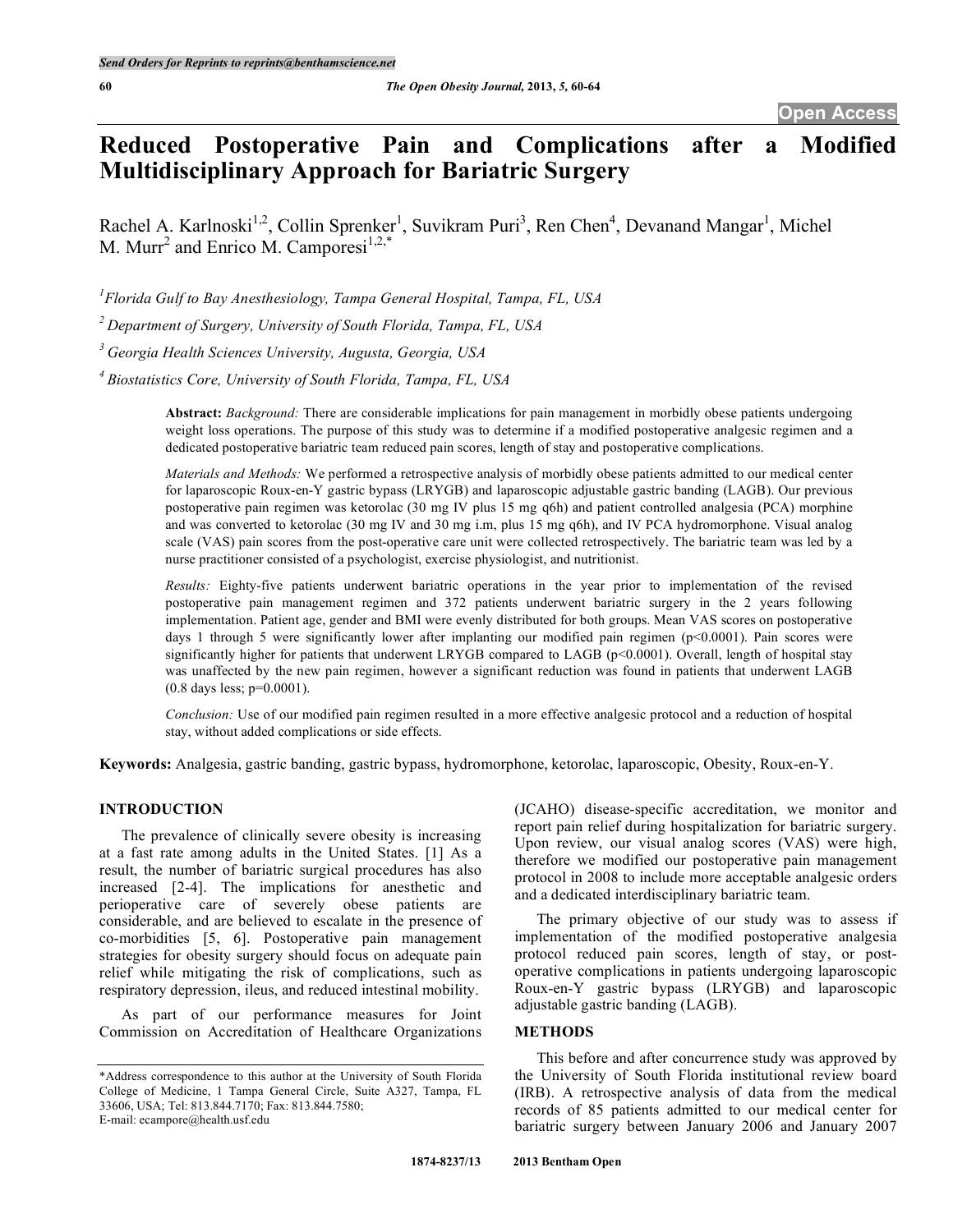# Reduced Postoperative Pain and Complications after a Modified Multidisciplinary Approach for Bariatric Surgery

Rachel A. Karlnoski[1,2], Collin Sprenker[1], Suvikram Puri[3], Ren Chen[4], Devanand Mangar[1], Michel M. Murr[2] and Enrico M. Camporesi[1,2,*]

[1] Florida Gulf to Bay Anesthesiology, Tampa General Hospital, Tampa, FL, USA

[2] Department of Surgery, University of South Florida, Tampa, FL, USA

[3] Georgia Health Sciences University, Augusta, Georgia, USA

[4] Biostatistics Core, University of South Florida, Tampa, FL, USA

**Abstract:** *Background:* There are considerable implications for pain management in morbidly obese patients undergoing weight loss operations. The purpose of this study was to determine if a modified postoperative analgesic regimen and a dedicated postoperative bariatric team reduced pain scores, length of stay and postoperative complications.

*Materials and Methods:* We performed a retrospective analysis of morbidly obese patients admitted to our medical center for laparoscopic Roux-en-Y gastric bypass (LRYGB) and laparoscopic adjustable gastric banding (LAGB). Our previous postoperative pain regimen was ketorolac (30 mg IV plus 15 mg q6h) and patient controlled analgesia (PCA) morphine and was converted to ketorolac (30 mg IV and 30 mg i.m, plus 15 mg q6h), and IV PCA hydromorphone. Visual analog scale (VAS) pain scores from the post-operative care unit were collected retrospectively. The bariatric team was led by a nurse practitioner consisted of a psychologist, exercise physiologist, and nutritionist.

*Results:* Eighty-five patients underwent bariatric operations in the year prior to implementation of the revised postoperative pain management regimen and 372 patients underwent bariatric surgery in the 2 years following implementation. Patient age, gender and BMI were evenly distributed for both groups. Mean VAS scores on postoperative days 1 through 5 were significantly lower after implanting our modified pain regimen ($p<0.0001$). Pain scores were significantly higher for patients that underwent LRYGB compared to LAGB ($p<0.0001$). Overall, length of hospital stay was unaffected by the new pain regimen, however a significant reduction was found in patients that underwent LAGB (0.8 days less; $p=0.0001$).

*Conclusion:* Use of our modified pain regimen resulted in a more effective analgesic protocol and a reduction of hospital stay, without added complications or side effects.

**Keywords:** Analgesia, gastric banding, gastric bypass, hydromorphone, ketorolac, laparoscopic, Obesity, Roux-en-Y.

## INTRODUCTION

The prevalence of clinically severe obesity is increasing at a fast rate among adults in the United States. [1] As a result, the number of bariatric surgical procedures has also increased [2-4]. The implications for anesthetic and perioperative care of severely obese patients are considerable, and are believed to escalate in the presence of co-morbidities [5, 6]. Postoperative pain management strategies for obesity surgery should focus on adequate pain relief while mitigating the risk of complications, such as respiratory depression, ileus, and reduced intestinal mobility.

As part of our performance measures for Joint Commission on Accreditation of Healthcare Organizations (JCAHO) disease-specific accreditation, we monitor and report pain relief during hospitalization for bariatric surgery. Upon review, our visual analog scores (VAS) were high, therefore we modified our postoperative pain management protocol in 2008 to include more acceptable analgesic orders and a dedicated interdisciplinary bariatric team.

The primary objective of our study was to assess if implementation of the modified postoperative analgesia protocol reduced pain scores, length of stay, or post-operative complications in patients undergoing laparoscopic Roux-en-Y gastric bypass (LRYGB) and laparoscopic adjustable gastric banding (LAGB).

## METHODS

This before and after concurrence study was approved by the University of South Florida institutional review board (IRB). A retrospective analysis of data from the medical records of 85 patients admitted to our medical center for bariatric surgery between January 2006 and January 2007

*Address correspondence to this author at the University of South Florida College of Medicine, 1 Tampa General Circle, Suite A327, Tampa, FL 33606, USA; Tel: 813.844.7170; Fax: 813.844.7580; E-mail: ecampore@health.usf.edu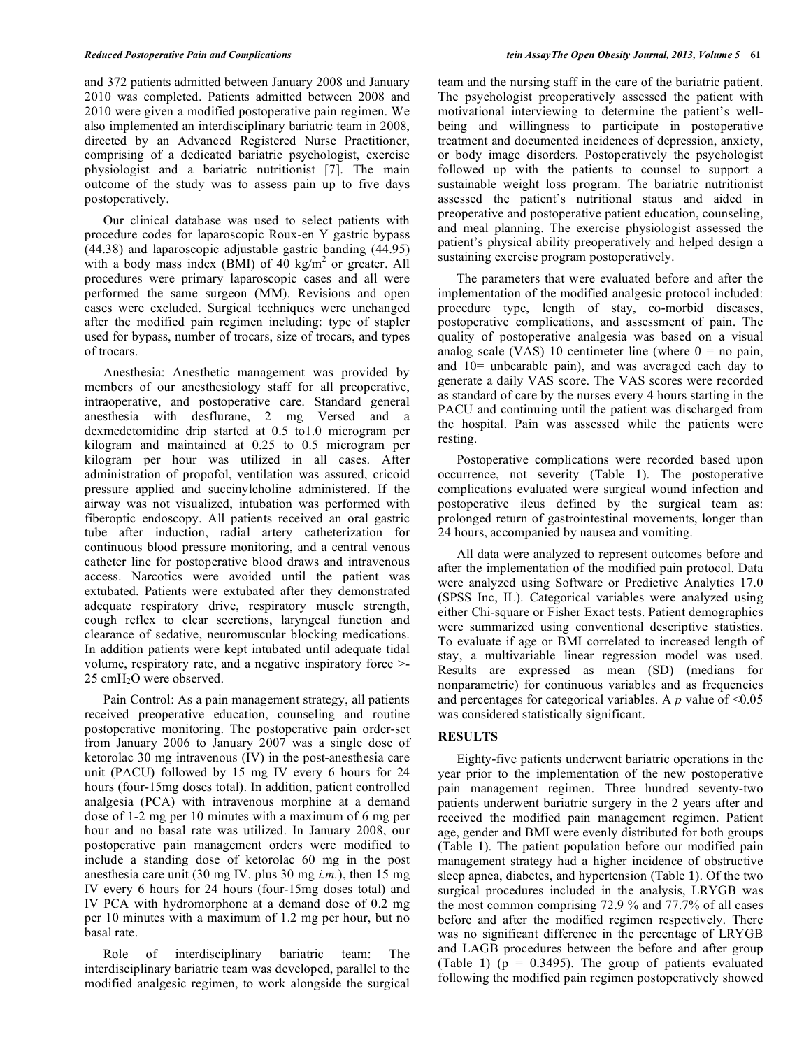and 372 patients admitted between January 2008 and January 2010 was completed. Patients admitted between 2008 and 2010 were given a modified postoperative pain regimen. We also implemented an interdisciplinary bariatric team in 2008, directed by an Advanced Registered Nurse Practitioner, comprising of a dedicated bariatric psychologist, exercise physiologist and a bariatric nutritionist [7]. The main outcome of the study was to assess pain up to five days postoperatively.

Our clinical database was used to select patients with procedure codes for laparoscopic Roux-en Y gastric bypass (44.38) and laparoscopic adjustable gastric banding (44.95) with a body mass index (BMI) of 40 kg/m$^2$ or greater. All procedures were primary laparoscopic cases and all were performed the same surgeon (MM). Revisions and open cases were excluded. Surgical techniques were unchanged after the modified pain regimen including: type of stapler used for bypass, number of trocars, size of trocars, and types of trocars.

Anesthesia: Anesthetic management was provided by members of our anesthesiology staff for all preoperative, intraoperative, and postoperative care. Standard general anesthesia with desflurane, 2 mg Versed and a dexmedetomidine drip started at 0.5 to1.0 microgram per kilogram and maintained at 0.25 to 0.5 microgram per kilogram per hour was utilized in all cases. After administration of propofol, ventilation was assured, cricoid pressure applied and succinylcholine administered. If the airway was not visualized, intubation was performed with fiberoptic endoscopy. All patients received an oral gastric tube after induction, radial artery catheterization for continuous blood pressure monitoring, and a central venous catheter line for postoperative blood draws and intravenous access. Narcotics were avoided until the patient was extubated. Patients were extubated after they demonstrated adequate respiratory drive, respiratory muscle strength, cough reflex to clear secretions, laryngeal function and clearance of sedative, neuromuscular blocking medications. In addition patients were kept intubated until adequate tidal volume, respiratory rate, and a negative inspiratory force >-25 cm$H_2O$ were observed.

Pain Control: As a pain management strategy, all patients received preoperative education, counseling and routine postoperative monitoring. The postoperative pain order-set from January 2006 to January 2007 was a single dose of ketorolac 30 mg intravenous (IV) in the post-anesthesia care unit (PACU) followed by 15 mg IV every 6 hours for 24 hours (four-15mg doses total). In addition, patient controlled analgesia (PCA) with intravenous morphine at a demand dose of 1-2 mg per 10 minutes with a maximum of 6 mg per hour and no basal rate was utilized. In January 2008, our postoperative pain management orders were modified to include a standing dose of ketorolac 60 mg in the post anesthesia care unit (30 mg IV. plus 30 mg *i.m.*), then 15 mg IV every 6 hours for 24 hours (four-15mg doses total) and IV PCA with hydromorphone at a demand dose of 0.2 mg per 10 minutes with a maximum of 1.2 mg per hour, but no basal rate.

Role of interdisciplinary bariatric team: The interdisciplinary bariatric team was developed, parallel to the modified analgesic regimen, to work alongside the surgical team and the nursing staff in the care of the bariatric patient. The psychologist preoperatively assessed the patient with motivational interviewing to determine the patient's well-being and willingness to participate in postoperative treatment and documented incidences of depression, anxiety, or body image disorders. Postoperatively the psychologist followed up with the patients to counsel to support a sustainable weight loss program. The bariatric nutritionist assessed the patient's nutritional status and aided in preoperative and postoperative patient education, counseling, and meal planning. The exercise physiologist assessed the patient's physical ability preoperatively and helped design a sustaining exercise program postoperatively.

The parameters that were evaluated before and after the implementation of the modified analgesic protocol included: procedure type, length of stay, co-morbid diseases, postoperative complications, and assessment of pain. The quality of postoperative analgesia was based on a visual analog scale (VAS) 10 centimeter line (where 0 = no pain, and 10= unbearable pain), and was averaged each day to generate a daily VAS score. The VAS scores were recorded as standard of care by the nurses every 4 hours starting in the PACU and continuing until the patient was discharged from the hospital. Pain was assessed while the patients were resting.

Postoperative complications were recorded based upon occurrence, not severity (Table **1**). The postoperative complications evaluated were surgical wound infection and postoperative ileus defined by the surgical team as: prolonged return of gastrointestinal movements, longer than 24 hours, accompanied by nausea and vomiting.

All data were analyzed to represent outcomes before and after the implementation of the modified pain protocol. Data were analyzed using Software or Predictive Analytics 17.0 (SPSS Inc, IL). Categorical variables were analyzed using either Chi-square or Fisher Exact tests. Patient demographics were summarized using conventional descriptive statistics. To evaluate if age or BMI correlated to increased length of stay, a multivariable linear regression model was used. Results are expressed as mean (SD) (medians for nonparametric) for continuous variables and as frequencies and percentages for categorical variables. A $p$ value of <0.05 was considered statistically significant.

## RESULTS

Eighty-five patients underwent bariatric operations in the year prior to the implementation of the new postoperative pain management regimen. Three hundred seventy-two patients underwent bariatric surgery in the 2 years after and received the modified pain management regimen. Patient age, gender and BMI were evenly distributed for both groups (Table **1**). The patient population before our modified pain management strategy had a higher incidence of obstructive sleep apnea, diabetes, and hypertension (Table **1**). Of the two surgical procedures included in the analysis, LRYGB was the most common comprising 72.9 % and 77.7% of all cases before and after the modified regimen respectively. There was no significant difference in the percentage of LRYGB and LAGB procedures between the before and after group (Table **1**) ($p$ = 0.3495). The group of patients evaluated following the modified pain regimen postoperatively showed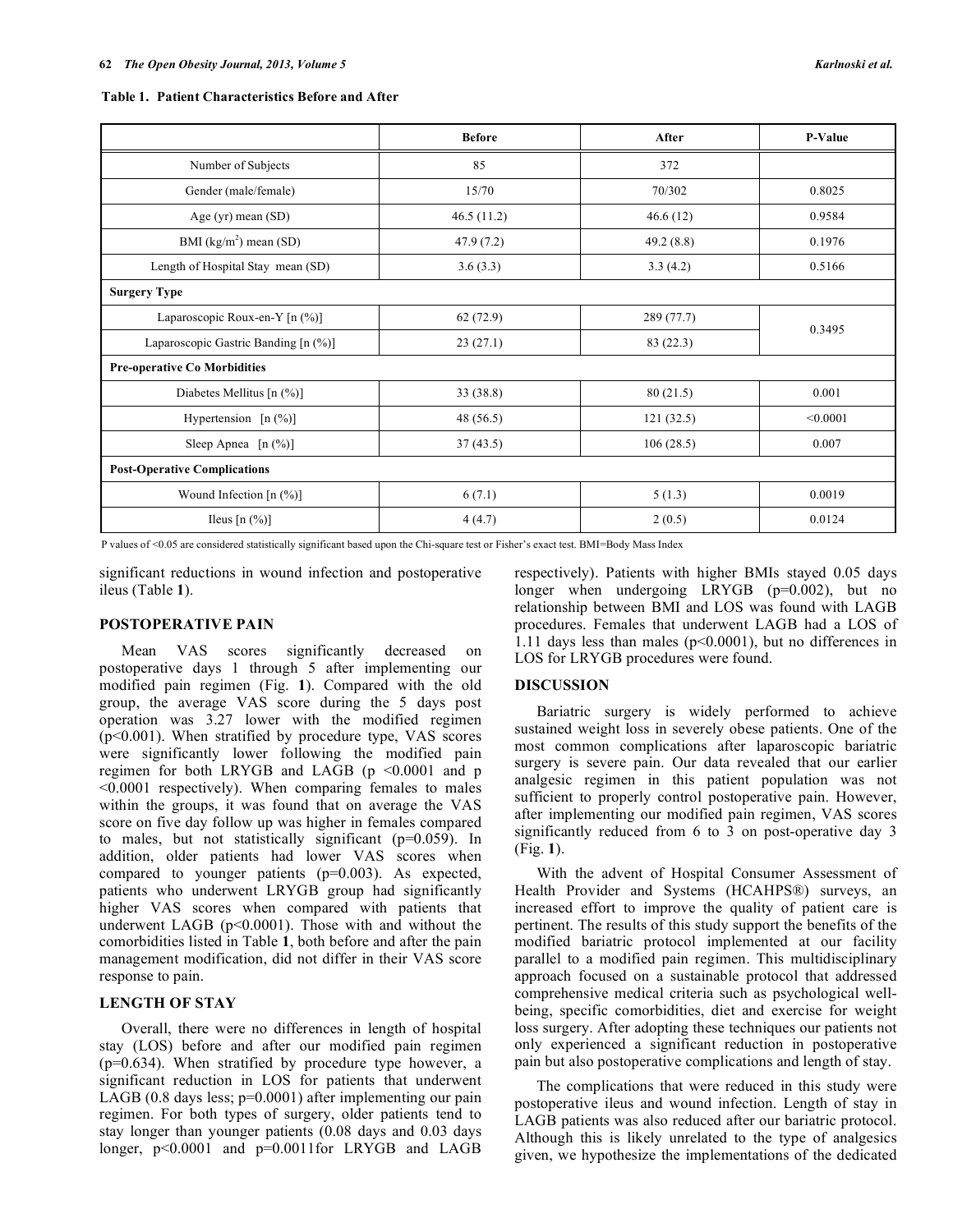**Table 1. Patient Characteristics Before and After**

| | Before | After | P-Value |
|---|---|---|---|
| Number of Subjects | 85 | 372 | |
| Gender (male/female) | 15/70 | 70/302 | 0.8025 |
| Age (yr) mean (SD) | 46.5 (11.2) | 46.6 (12) | 0.9584 |
| BMI (kg/m$^2$) mean (SD) | 47.9 (7.2) | 49.2 (8.8) | 0.1976 |
| Length of Hospital Stay mean (SD) | 3.6 (3.3) | 3.3 (4.2) | 0.5166 |
| **Surgery Type** | | | |
| Laparoscopic Roux-en-Y [n (%)] | 62 (72.9) | 289 (77.7) | 0.3495 |
| Laparoscopic Gastric Banding [n (%)] | 23 (27.1) | 83 (22.3) | |
| **Pre-operative Co Morbidities** | | | |
| Diabetes Mellitus [n (%)] | 33 (38.8) | 80 (21.5) | 0.001 |
| Hypertension [n (%)] | 48 (56.5) | 121 (32.5) | <0.0001 |
| Sleep Apnea [n (%)] | 37 (43.5) | 106 (28.5) | 0.007 |
| **Post-Operative Complications** | | | |
| Wound Infection [n (%)] | 6 (7.1) | 5 (1.3) | 0.0019 |
| Ileus [n (%)] | 4 (4.7) | 2 (0.5) | 0.0124 |

P values of <0.05 are considered statistically significant based upon the Chi-square test or Fisher's exact test. BMI=Body Mass Index

significant reductions in wound infection and postoperative ileus (Table **1**).

## POSTOPERATIVE PAIN

Mean VAS scores significantly decreased on postoperative days 1 through 5 after implementing our modified pain regimen (Fig. **1**). Compared with the old group, the average VAS score during the 5 days post operation was 3.27 lower with the modified regimen ($p<0.001$). When stratified by procedure type, VAS scores were significantly lower following the modified pain regimen for both LRYGB and LAGB ($p<0.0001$ and $p<0.0001$ respectively). When comparing females to males within the groups, it was found that on average the VAS score on five day follow up was higher in females compared to males, but not statistically significant ($p=0.059$). In addition, older patients had lower VAS scores when compared to younger patients ($p=0.003$). As expected, patients who underwent LRYGB group had significantly higher VAS scores when compared with patients that underwent LAGB ($p<0.0001$). Those with and without the comorbidities listed in Table **1**, both before and after the pain management modification, did not differ in their VAS score response to pain.

## LENGTH OF STAY

Overall, there were no differences in length of hospital stay (LOS) before and after our modified pain regimen ($p=0.634$). When stratified by procedure type however, a significant reduction in LOS for patients that underwent LAGB (0.8 days less; $p=0.0001$) after implementing our pain regimen. For both types of surgery, older patients tend to stay longer than younger patients (0.08 days and 0.03 days longer, $p<0.0001$ and $p=0.0011$for LRYGB and LAGB respectively). Patients with higher BMIs stayed 0.05 days longer when undergoing LRYGB ($p=0.002$), but no relationship between BMI and LOS was found with LAGB procedures. Females that underwent LAGB had a LOS of 1.11 days less than males ($p<0.0001$), but no differences in LOS for LRYGB procedures were found.

## DISCUSSION

Bariatric surgery is widely performed to achieve sustained weight loss in severely obese patients. One of the most common complications after laparoscopic bariatric surgery is severe pain. Our data revealed that our earlier analgesic regimen in this patient population was not sufficient to properly control postoperative pain. However, after implementing our modified pain regimen, VAS scores significantly reduced from 6 to 3 on post-operative day 3 (Fig. **1**).

With the advent of Hospital Consumer Assessment of Health Provider and Systems (HCAHPS®) surveys, an increased effort to improve the quality of patient care is pertinent. The results of this study support the benefits of the modified bariatric protocol implemented at our facility parallel to a modified pain regimen. This multidisciplinary approach focused on a sustainable protocol that addressed comprehensive medical criteria such as psychological well-being, specific comorbidities, diet and exercise for weight loss surgery. After adopting these techniques our patients not only experienced a significant reduction in postoperative pain but also postoperative complications and length of stay.

The complications that were reduced in this study were postoperative ileus and wound infection. Length of stay in LAGB patients was also reduced after our bariatric protocol. Although this is likely unrelated to the type of analgesics given, we hypothesize the implementations of the dedicated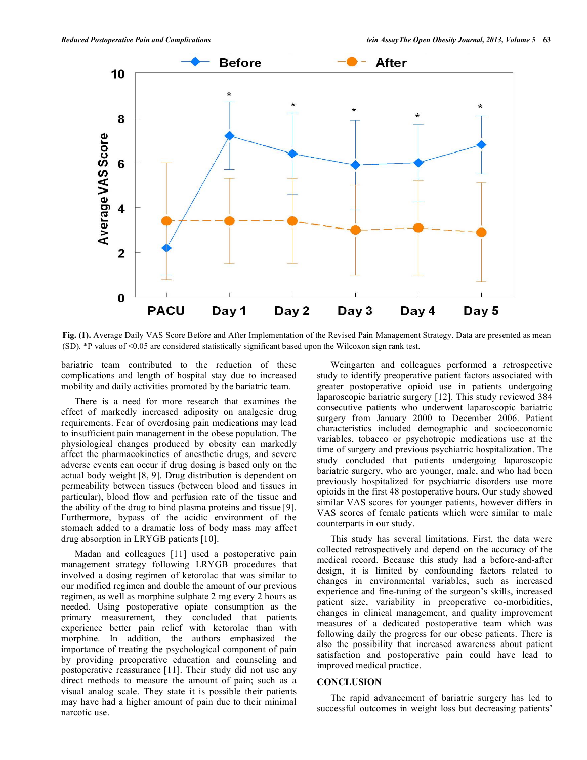Fig. (1). Average Daily VAS Score Before and After Implementation of the Revised Pain Management Strategy. Data are presented as mean (SD). *P values of <0.05 are considered statistically significant based upon the Wilcoxon sign rank test.

bariatric team contributed to the reduction of these complications and length of hospital stay due to increased mobility and daily activities promoted by the bariatric team.

There is a need for more research that examines the effect of markedly increased adiposity on analgesic drug requirements. Fear of overdosing pain medications may lead to insufficient pain management in the obese population. The physiological changes produced by obesity can markedly affect the pharmacokinetics of anesthetic drugs, and severe adverse events can occur if drug dosing is based only on the actual body weight [8, 9]. Drug distribution is dependent on permeability between tissues (between blood and tissues in particular), blood flow and perfusion rate of the tissue and the ability of the drug to bind plasma proteins and tissue [9]. Furthermore, bypass of the acidic environment of the stomach added to a dramatic loss of body mass may affect drug absorption in LRYGB patients [10].

Madan and colleagues [11] used a postoperative pain management strategy following LRYGB procedures that involved a dosing regimen of ketorolac that was similar to our modified regimen and double the amount of our previous regimen, as well as morphine sulphate 2 mg every 2 hours as needed. Using postoperative opiate consumption as the primary measurement, they concluded that patients experience better pain relief with ketorolac than with morphine. In addition, the authors emphasized the importance of treating the psychological component of pain by providing preoperative education and counseling and postoperative reassurance [11]. Their study did not use any direct methods to measure the amount of pain; such as a visual analog scale. They state it is possible their patients may have had a higher amount of pain due to their minimal narcotic use.

Weingarten and colleagues performed a retrospective study to identify preoperative patient factors associated with greater postoperative opioid use in patients undergoing laparoscopic bariatric surgery [12]. This study reviewed 384 consecutive patients who underwent laparoscopic bariatric surgery from January 2000 to December 2006. Patient characteristics included demographic and socioeconomic variables, tobacco or psychotropic medications use at the time of surgery and previous psychiatric hospitalization. The study concluded that patients undergoing laparoscopic bariatric surgery, who are younger, male, and who had been previously hospitalized for psychiatric disorders use more opioids in the first 48 postoperative hours. Our study showed similar VAS scores for younger patients, however differs in VAS scores of female patients which were similar to male counterparts in our study.

This study has several limitations. First, the data were collected retrospectively and depend on the accuracy of the medical record. Because this study had a before-and-after design, it is limited by confounding factors related to changes in environmental variables, such as increased experience and fine-tuning of the surgeon's skills, increased patient size, variability in preoperative co-morbidities, changes in clinical management, and quality improvement measures of a dedicated postoperative team which was following daily the progress for our obese patients. There is also the possibility that increased awareness about patient satisfaction and postoperative pain could have lead to improved medical practice.

## CONCLUSION

The rapid advancement of bariatric surgery has led to successful outcomes in weight loss but decreasing patients'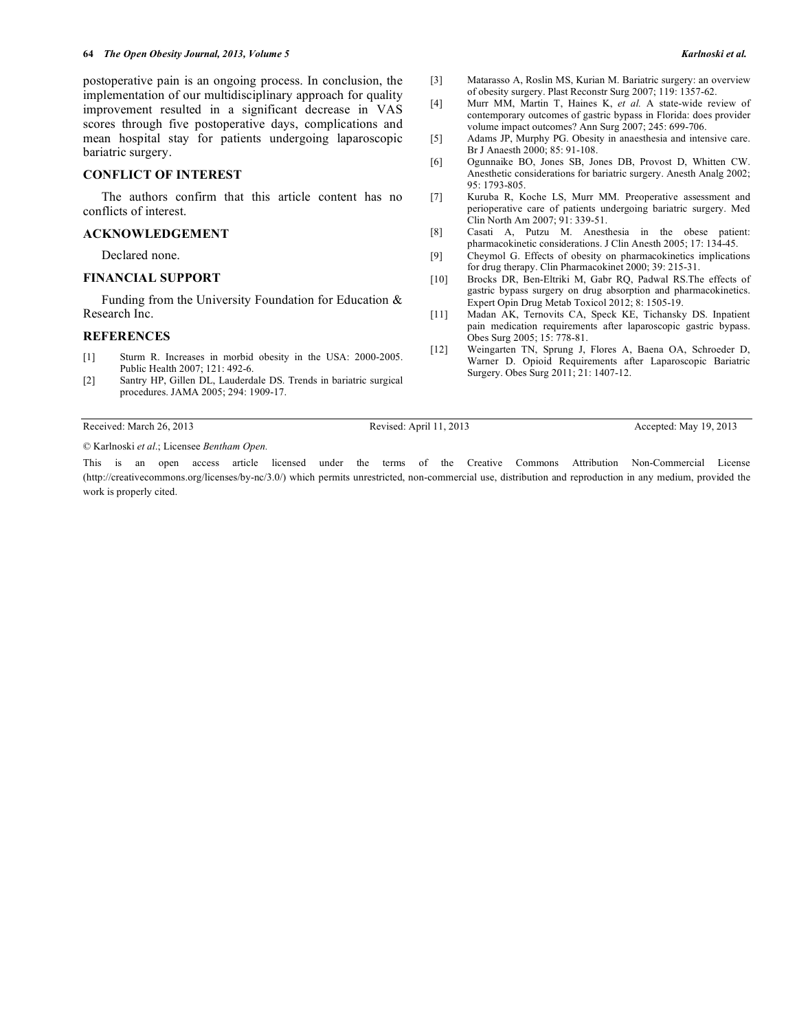postoperative pain is an ongoing process. In conclusion, the implementation of our multidisciplinary approach for quality improvement resulted in a significant decrease in VAS scores through five postoperative days, complications and mean hospital stay for patients undergoing laparoscopic bariatric surgery.

## CONFLICT OF INTEREST

The authors confirm that this article content has no conflicts of interest.

## ACKNOWLEDGEMENT

Declared none.

## FINANCIAL SUPPORT

Funding from the University Foundation for Education & Research Inc.

## REFERENCES

[1] Sturm R. Increases in morbid obesity in the USA: 2000-2005. Public Health 2007; 121: 492-6.

[2] Santry HP, Gillen DL, Lauderdale DS. Trends in bariatric surgical procedures. JAMA 2005; 294: 1909-17.

[3] Matarasso A, Roslin MS, Kurian M. Bariatric surgery: an overview of obesity surgery. Plast Reconstr Surg 2007; 119: 1357-62.

[4] Murr MM, Martin T, Haines K, *et al.* A state-wide review of contemporary outcomes of gastric bypass in Florida: does provider volume impact outcomes? Ann Surg 2007; 245: 699-706.

[5] Adams JP, Murphy PG. Obesity in anaesthesia and intensive care. Br J Anaesth 2000; 85: 91-108.

[6] Ogunnaike BO, Jones SB, Jones DB, Provost D, Whitten CW. Anesthetic considerations for bariatric surgery. Anesth Analg 2002; 95: 1793-805.

[7] Kuruba R, Koche LS, Murr MM. Preoperative assessment and perioperative care of patients undergoing bariatric surgery. Med Clin North Am 2007; 91: 339-51.

[8] Casati A, Putzu M. Anesthesia in the obese patient: pharmacokinetic considerations. J Clin Anesth 2005; 17: 134-45.

[9] Cheymol G. Effects of obesity on pharmacokinetics implications for drug therapy. Clin Pharmacokinet 2000; 39: 215-31.

[10] Brocks DR, Ben-Eltriki M, Gabr RQ, Padwal RS.The effects of gastric bypass surgery on drug absorption and pharmacokinetics. Expert Opin Drug Metab Toxicol 2012; 8: 1505-19.

[11] Madan AK, Ternovits CA, Speck KE, Tichansky DS. Inpatient pain medication requirements after laparoscopic gastric bypass. Obes Surg 2005; 15: 778-81.

[12] Weingarten TN, Sprung J, Flores A, Baena OA, Schroeder D, Warner D. Opioid Requirements after Laparoscopic Bariatric Surgery. Obes Surg 2011; 21: 1407-12.

Received: March 26, 2013 Revised: April 11, 2013 Accepted: May 19, 2013

© Karlnoski *et al*.; Licensee *Bentham Open.*

This is an open access article licensed under the terms of the Creative Commons Attribution Non-Commercial License (http://creativecommons.org/licenses/by-nc/3.0/) which permits unrestricted, non-commercial use, distribution and reproduction in any medium, provided the work is properly cited.